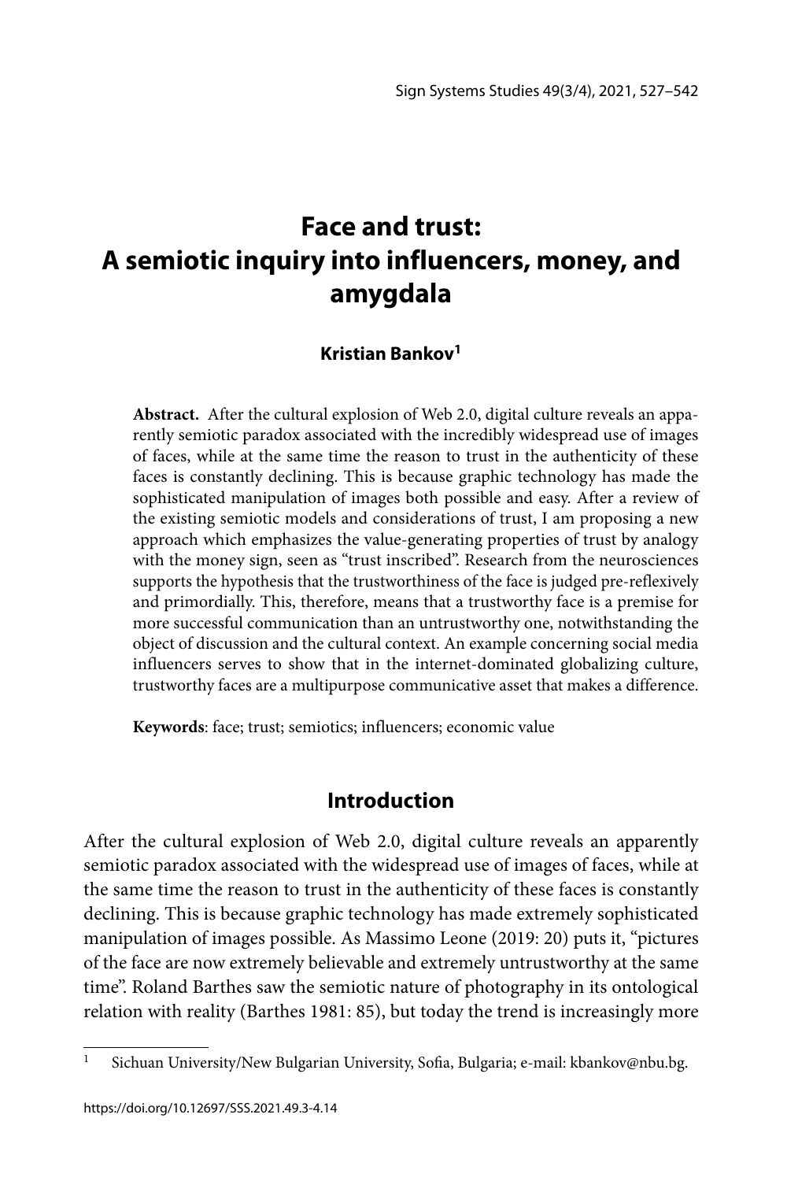# Face and trust: A semiotic inquiry into influencers, money, and amygdala

**Kristian Bankov**[1]

**Abstract.** After the cultural explosion of Web 2.0, digital culture reveals an apparently semiotic paradox associated with the incredibly widespread use of images of faces, while at the same time the reason to trust in the authenticity of these faces is constantly declining. This is because graphic technology has made the sophisticated manipulation of images both possible and easy. After a review of the existing semiotic models and considerations of trust, I am proposing a new approach which emphasizes the value-generating properties of trust by analogy with the money sign, seen as "trust inscribed". Research from the neurosciences supports the hypothesis that the trustworthiness of the face is judged pre-reflexively and primordially. This, therefore, means that a trustworthy face is a premise for more successful communication than an untrustworthy one, notwithstanding the object of discussion and the cultural context. An example concerning social media influencers serves to show that in the internet-dominated globalizing culture, trustworthy faces are a multipurpose communicative asset that makes a difference.

**Keywords**: face; trust; semiotics; influencers; economic value

## Introduction

After the cultural explosion of Web 2.0, digital culture reveals an apparently semiotic paradox associated with the widespread use of images of faces, while at the same time the reason to trust in the authenticity of these faces is constantly declining. This is because graphic technology has made extremely sophisticated manipulation of images possible. As Massimo Leone (2019: 20) puts it, "pictures of the face are now extremely believable and extremely untrustworthy at the same time". Roland Barthes saw the semiotic nature of photography in its ontological relation with reality (Barthes 1981: 85), but today the trend is increasingly more

[1] Sichuan University/New Bulgarian University, Sofia, Bulgaria; e-mail: kbankov@nbu.bg.

https://doi.org/10.12697/SSS.2021.49.3-4.14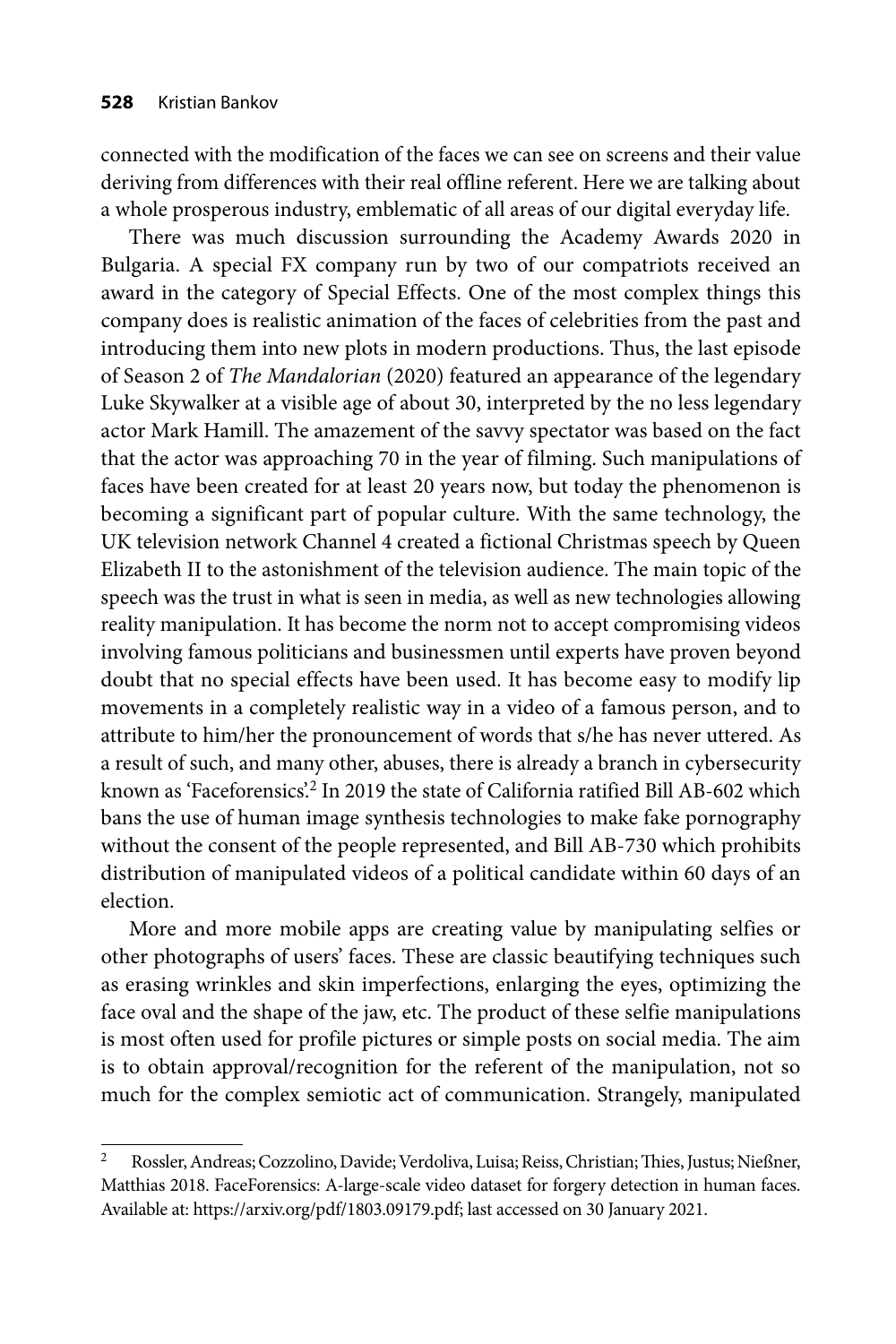connected with the modification of the faces we can see on screens and their value deriving from differences with their real offline referent. Here we are talking about a whole prosperous industry, emblematic of all areas of our digital everyday life.

There was much discussion surrounding the Academy Awards 2020 in Bulgaria. A special FX company run by two of our compatriots received an award in the category of Special Effects. One of the most complex things this company does is realistic animation of the faces of celebrities from the past and introducing them into new plots in modern productions. Thus, the last episode of Season 2 of *The Mandalorian* (2020) featured an appearance of the legendary Luke Skywalker at a visible age of about 30, interpreted by the no less legendary actor Mark Hamill. The amazement of the savvy spectator was based on the fact that the actor was approaching 70 in the year of filming. Such manipulations of faces have been created for at least 20 years now, but today the phenomenon is becoming a significant part of popular culture. With the same technology, the UK television network Channel 4 created a fictional Christmas speech by Queen Elizabeth II to the astonishment of the television audience. The main topic of the speech was the trust in what is seen in media, as well as new technologies allowing reality manipulation. It has become the norm not to accept compromising videos involving famous politicians and businessmen until experts have proven beyond doubt that no special effects have been used. It has become easy to modify lip movements in a completely realistic way in a video of a famous person, and to attribute to him/her the pronouncement of words that s/he has never uttered. As a result of such, and many other, abuses, there is already a branch in cybersecurity known as 'Faceforensics'.[2] In 2019 the state of California ratified Bill AB-602 which bans the use of human image synthesis technologies to make fake pornography without the consent of the people represented, and Bill AB-730 which prohibits distribution of manipulated videos of a political candidate within 60 days of an election.

More and more mobile apps are creating value by manipulating selfies or other photographs of users' faces. These are classic beautifying techniques such as erasing wrinkles and skin imperfections, enlarging the eyes, optimizing the face oval and the shape of the jaw, etc. The product of these selfie manipulations is most often used for profile pictures or simple posts on social media. The aim is to obtain approval/recognition for the referent of the manipulation, not so much for the complex semiotic act of communication. Strangely, manipulated

[2] Rossler, Andreas; Cozzolino, Davide; Verdoliva, Luisa; Reiss, Christian; Thies, Justus; Nießner, Matthias 2018. FaceForensics: A-large-scale video dataset for forgery detection in human faces. Available at: https://arxiv.org/pdf/1803.09179.pdf; last accessed on 30 January 2021.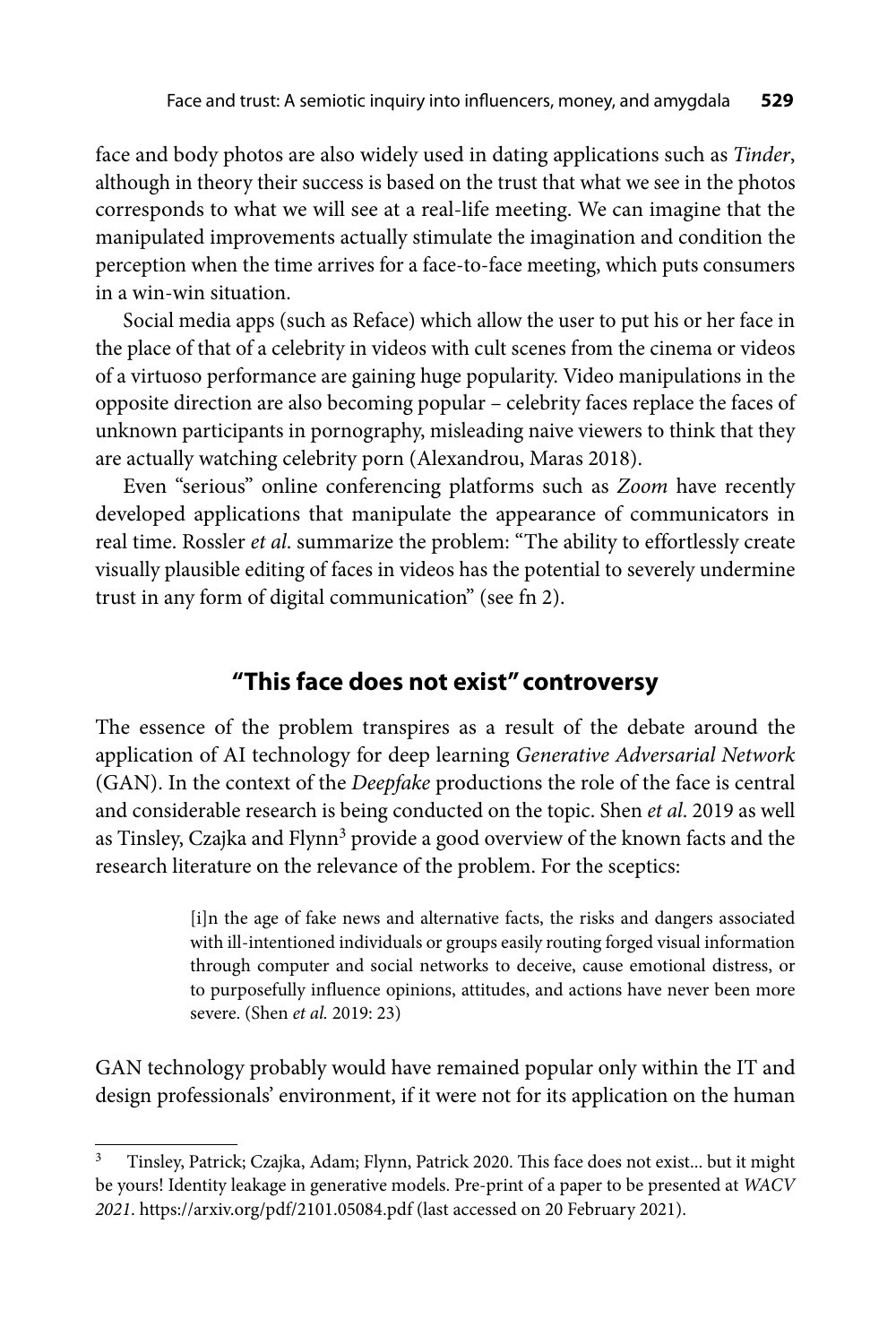face and body photos are also widely used in dating applications such as *Tinder*, although in theory their success is based on the trust that what we see in the photos corresponds to what we will see at a real-life meeting. We can imagine that the manipulated improvements actually stimulate the imagination and condition the perception when the time arrives for a face-to-face meeting, which puts consumers in a win-win situation.

Social media apps (such as Reface) which allow the user to put his or her face in the place of that of a celebrity in videos with cult scenes from the cinema or videos of a virtuoso performance are gaining huge popularity. Video manipulations in the opposite direction are also becoming popular – celebrity faces replace the faces of unknown participants in pornography, misleading naive viewers to think that they are actually watching celebrity porn (Alexandrou, Maras 2018).

Even "serious" online conferencing platforms such as *Zoom* have recently developed applications that manipulate the appearance of communicators in real time. Rossler *et al*. summarize the problem: "The ability to effortlessly create visually plausible editing of faces in videos has the potential to severely undermine trust in any form of digital communication" (see fn 2).

## "This face does not exist" controversy

The essence of the problem transpires as a result of the debate around the application of AI technology for deep learning *Generative Adversarial Network* (GAN). In the context of the *Deepfake* productions the role of the face is central and considerable research is being conducted on the topic. Shen *et al*. 2019 as well as Tinsley, Czajka and Flynn[3] provide a good overview of the known facts and the research literature on the relevance of the problem. For the sceptics:

> [i]n the age of fake news and alternative facts, the risks and dangers associated with ill-intentioned individuals or groups easily routing forged visual information through computer and social networks to deceive, cause emotional distress, or to purposefully influence opinions, attitudes, and actions have never been more severe. (Shen *et al.* 2019: 23)

GAN technology probably would have remained popular only within the IT and design professionals' environment, if it were not for its application on the human

---

[3] Tinsley, Patrick; Czajka, Adam; Flynn, Patrick 2020. This face does not exist... but it might be yours! Identity leakage in generative models. Pre-print of a paper to be presented at *WACV 2021*. https://arxiv.org/pdf/2101.05084.pdf (last accessed on 20 February 2021).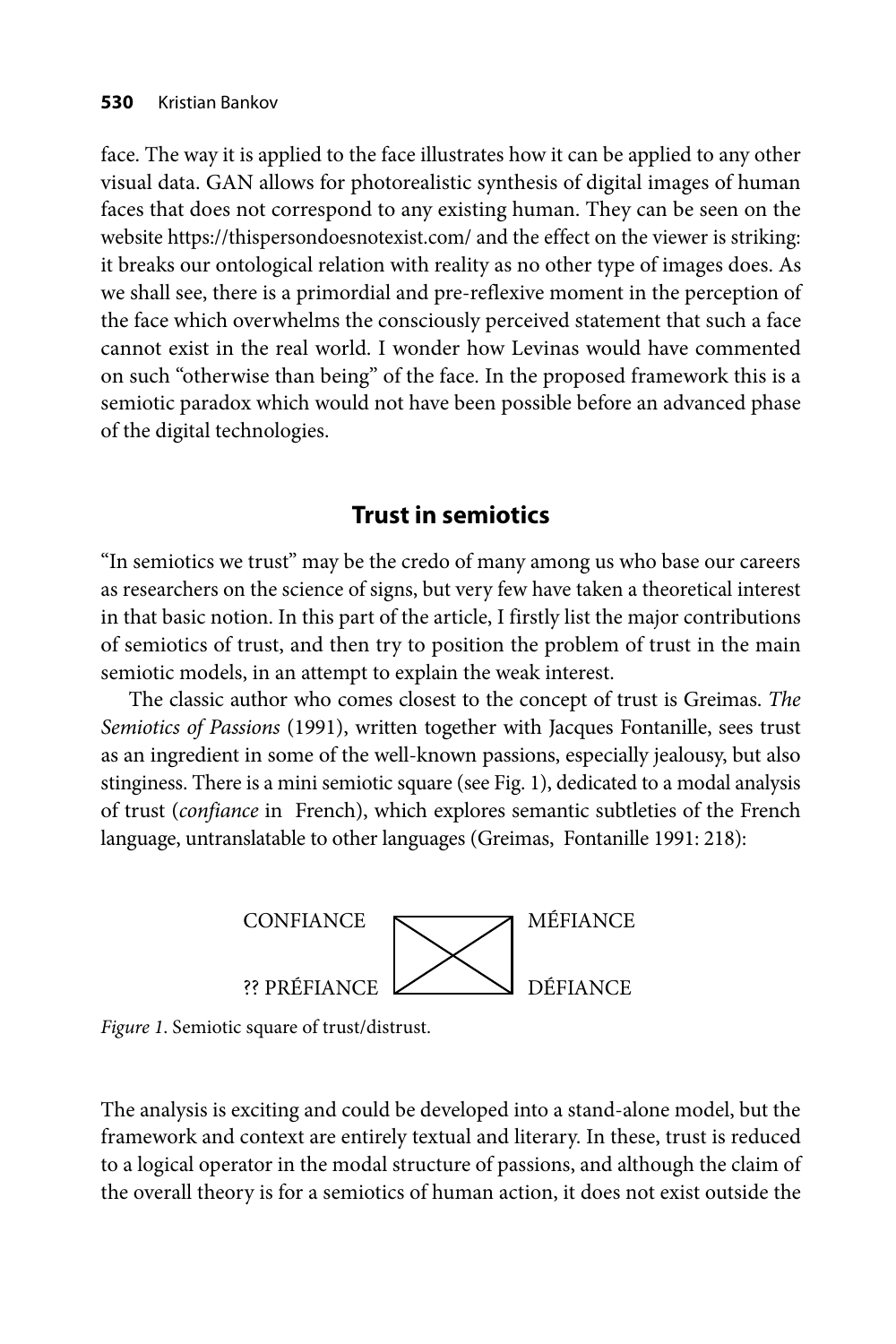face. The way it is applied to the face illustrates how it can be applied to any other visual data. GAN allows for photorealistic synthesis of digital images of human faces that does not correspond to any existing human. They can be seen on the website https://thispersondoesnotexist.com/ and the effect on the viewer is striking: it breaks our ontological relation with reality as no other type of images does. As we shall see, there is a primordial and pre-reflexive moment in the perception of the face which overwhelms the consciously perceived statement that such a face cannot exist in the real world. I wonder how Levinas would have commented on such "otherwise than being" of the face. In the proposed framework this is a semiotic paradox which would not have been possible before an advanced phase of the digital technologies.

## Trust in semiotics

"In semiotics we trust" may be the credo of many among us who base our careers as researchers on the science of signs, but very few have taken a theoretical interest in that basic notion. In this part of the article, I firstly list the major contributions of semiotics of trust, and then try to position the problem of trust in the main semiotic models, in an attempt to explain the weak interest.

The classic author who comes closest to the concept of trust is Greimas. *The Semiotics of Passions* (1991), written together with Jacques Fontanille, sees trust as an ingredient in some of the well-known passions, especially jealousy, but also stinginess. There is a mini semiotic square (see Fig. 1), dedicated to a modal analysis of trust (*confiance* in French), which explores semantic subtleties of the French language, untranslatable to other languages (Greimas, Fontanille 1991: 218):

| CONFIANCE | MÉFIANCE |
|---|---|
| ?? PRÉFIANCE | DÉFIANCE |

*Figure 1*. Semiotic square of trust/distrust.

The analysis is exciting and could be developed into a stand-alone model, but the framework and context are entirely textual and literary. In these, trust is reduced to a logical operator in the modal structure of passions, and although the claim of the overall theory is for a semiotics of human action, it does not exist outside the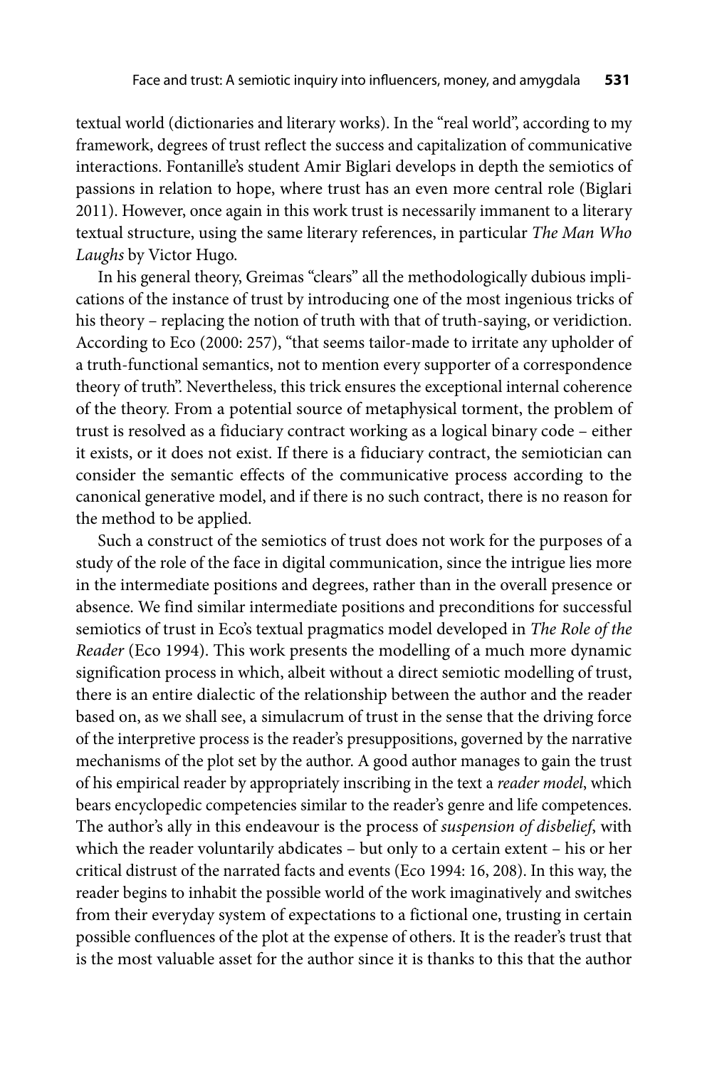textual world (dictionaries and literary works). In the "real world", according to my framework, degrees of trust reflect the success and capitalization of communicative interactions. Fontanille's student Amir Biglari develops in depth the semiotics of passions in relation to hope, where trust has an even more central role (Biglari 2011). However, once again in this work trust is necessarily immanent to a literary textual structure, using the same literary references, in particular *The Man Who Laughs* by Victor Hugo.

In his general theory, Greimas "clears" all the methodologically dubious implications of the instance of trust by introducing one of the most ingenious tricks of his theory – replacing the notion of truth with that of truth-saying, or veridiction. According to Eco (2000: 257), "that seems tailor-made to irritate any upholder of a truth-functional semantics, not to mention every supporter of a correspondence theory of truth". Nevertheless, this trick ensures the exceptional internal coherence of the theory. From a potential source of metaphysical torment, the problem of trust is resolved as a fiduciary contract working as a logical binary code – either it exists, or it does not exist. If there is a fiduciary contract, the semiotician can consider the semantic effects of the communicative process according to the canonical generative model, and if there is no such contract, there is no reason for the method to be applied.

Such a construct of the semiotics of trust does not work for the purposes of a study of the role of the face in digital communication, since the intrigue lies more in the intermediate positions and degrees, rather than in the overall presence or absence. We find similar intermediate positions and preconditions for successful semiotics of trust in Eco's textual pragmatics model developed in *The Role of the Reader* (Eco 1994). This work presents the modelling of a much more dynamic signification process in which, albeit without a direct semiotic modelling of trust, there is an entire dialectic of the relationship between the author and the reader based on, as we shall see, a simulacrum of trust in the sense that the driving force of the interpretive process is the reader's presuppositions, governed by the narrative mechanisms of the plot set by the author. A good author manages to gain the trust of his empirical reader by appropriately inscribing in the text a *reader model*, which bears encyclopedic competencies similar to the reader's genre and life competences. The author's ally in this endeavour is the process of *suspension of disbelief*, with which the reader voluntarily abdicates – but only to a certain extent – his or her critical distrust of the narrated facts and events (Eco 1994: 16, 208). In this way, the reader begins to inhabit the possible world of the work imaginatively and switches from their everyday system of expectations to a fictional one, trusting in certain possible confluences of the plot at the expense of others. It is the reader's trust that is the most valuable asset for the author since it is thanks to this that the author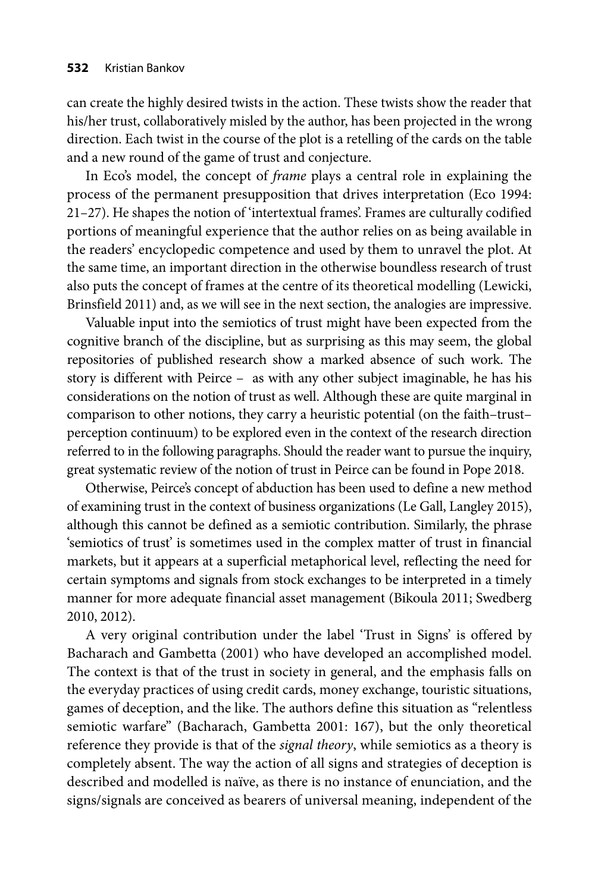can create the highly desired twists in the action. These twists show the reader that his/her trust, collaboratively misled by the author, has been projected in the wrong direction. Each twist in the course of the plot is a retelling of the cards on the table and a new round of the game of trust and conjecture.

In Eco's model, the concept of *frame* plays a central role in explaining the process of the permanent presupposition that drives interpretation (Eco 1994: 21–27). He shapes the notion of 'intertextual frames'. Frames are culturally codified portions of meaningful experience that the author relies on as being available in the readers' encyclopedic competence and used by them to unravel the plot. At the same time, an important direction in the otherwise boundless research of trust also puts the concept of frames at the centre of its theoretical modelling (Lewicki, Brinsfield 2011) and, as we will see in the next section, the analogies are impressive.

Valuable input into the semiotics of trust might have been expected from the cognitive branch of the discipline, but as surprising as this may seem, the global repositories of published research show a marked absence of such work. The story is different with Peirce – as with any other subject imaginable, he has his considerations on the notion of trust as well. Although these are quite marginal in comparison to other notions, they carry a heuristic potential (on the faith–trust–perception continuum) to be explored even in the context of the research direction referred to in the following paragraphs. Should the reader want to pursue the inquiry, great systematic review of the notion of trust in Peirce can be found in Pope 2018.

Otherwise, Peirce's concept of abduction has been used to define a new method of examining trust in the context of business organizations (Le Gall, Langley 2015), although this cannot be defined as a semiotic contribution. Similarly, the phrase 'semiotics of trust' is sometimes used in the complex matter of trust in financial markets, but it appears at a superficial metaphorical level, reflecting the need for certain symptoms and signals from stock exchanges to be interpreted in a timely manner for more adequate financial asset management (Bikoula 2011; Swedberg 2010, 2012).

A very original contribution under the label 'Trust in Signs' is offered by Bacharach and Gambetta (2001) who have developed an accomplished model. The context is that of the trust in society in general, and the emphasis falls on the everyday practices of using credit cards, money exchange, touristic situations, games of deception, and the like. The authors define this situation as "relentless semiotic warfare" (Bacharach, Gambetta 2001: 167), but the only theoretical reference they provide is that of the *signal theory*, while semiotics as a theory is completely absent. The way the action of all signs and strategies of deception is described and modelled is naïve, as there is no instance of enunciation, and the signs/signals are conceived as bearers of universal meaning, independent of the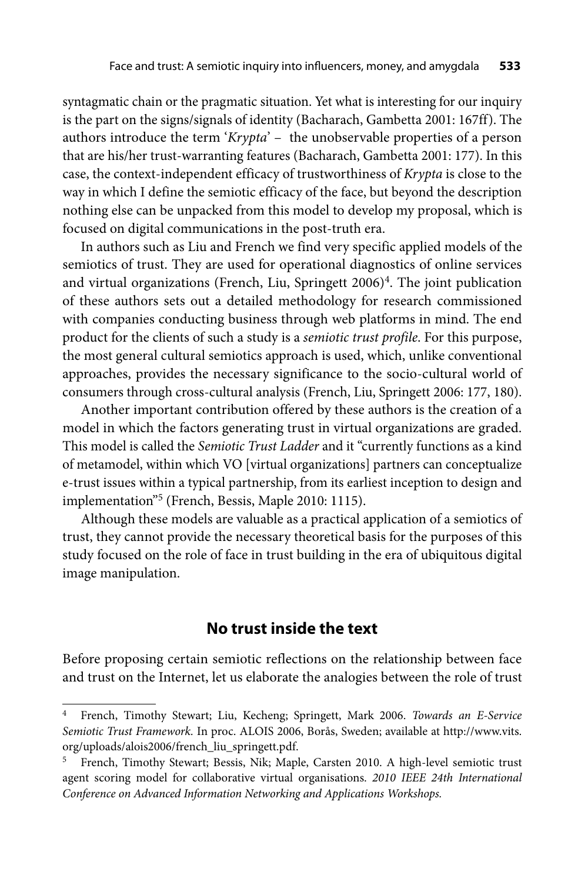syntagmatic chain or the pragmatic situation. Yet what is interesting for our inquiry is the part on the signs/signals of identity (Bacharach, Gambetta 2001: 167ff). The authors introduce the term '*Krypta*' – the unobservable properties of a person that are his/her trust-warranting features (Bacharach, Gambetta 2001: 177). In this case, the context-independent efficacy of trustworthiness of *Krypta* is close to the way in which I define the semiotic efficacy of the face, but beyond the description nothing else can be unpacked from this model to develop my proposal, which is focused on digital communications in the post-truth era.

In authors such as Liu and French we find very specific applied models of the semiotics of trust. They are used for operational diagnostics of online services and virtual organizations (French, Liu, Springett 2006)[4]. The joint publication of these authors sets out a detailed methodology for research commissioned with companies conducting business through web platforms in mind. The end product for the clients of such a study is a *semiotic trust profile*. For this purpose, the most general cultural semiotics approach is used, which, unlike conventional approaches, provides the necessary significance to the socio-cultural world of consumers through cross-cultural analysis (French, Liu, Springett 2006: 177, 180).

Another important contribution offered by these authors is the creation of a model in which the factors generating trust in virtual organizations are graded. This model is called the *Semiotic Trust Ladder* and it "currently functions as a kind of metamodel, within which VO [virtual organizations] partners can conceptualize e-trust issues within a typical partnership, from its earliest inception to design and implementation"[5] (French, Bessis, Maple 2010: 1115).

Although these models are valuable as a practical application of a semiotics of trust, they cannot provide the necessary theoretical basis for the purposes of this study focused on the role of face in trust building in the era of ubiquitous digital image manipulation.

## No trust inside the text

Before proposing certain semiotic reflections on the relationship between face and trust on the Internet, let us elaborate the analogies between the role of trust

---

[4] French, Timothy Stewart; Liu, Kecheng; Springett, Mark 2006. *Towards an E-Service Semiotic Trust Framework.* In proc. ALOIS 2006, Borås, Sweden; available at http://www.vits.org/uploads/alois2006/french_liu_springett.pdf.

[5] French, Timothy Stewart; Bessis, Nik; Maple, Carsten 2010. A high-level semiotic trust agent scoring model for collaborative virtual organisations. *2010 IEEE 24th International Conference on Advanced Information Networking and Applications Workshops.*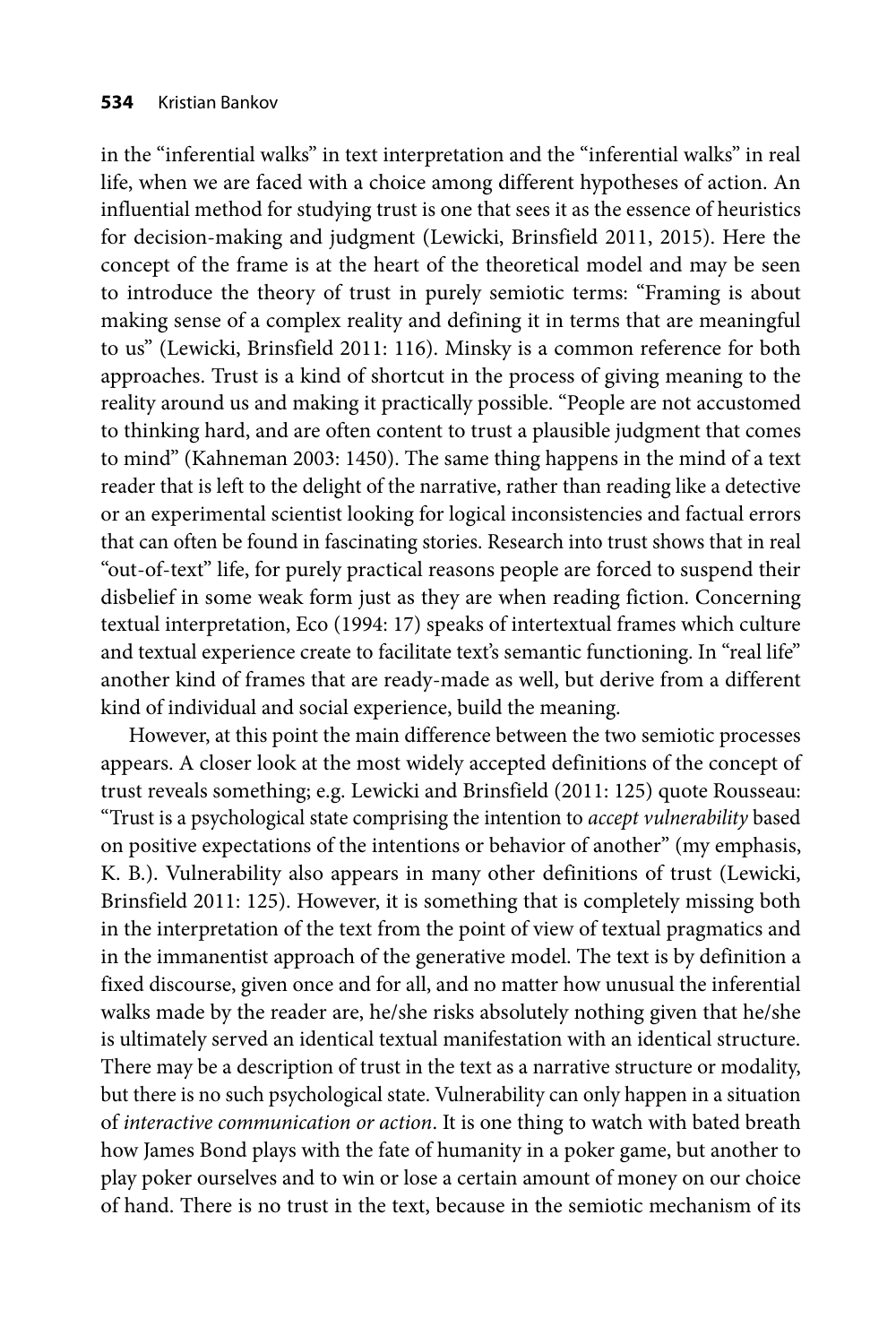in the "inferential walks" in text interpretation and the "inferential walks" in real life, when we are faced with a choice among different hypotheses of action. An influential method for studying trust is one that sees it as the essence of heuristics for decision-making and judgment (Lewicki, Brinsfield 2011, 2015). Here the concept of the frame is at the heart of the theoretical model and may be seen to introduce the theory of trust in purely semiotic terms: "Framing is about making sense of a complex reality and defining it in terms that are meaningful to us" (Lewicki, Brinsfield 2011: 116). Minsky is a common reference for both approaches. Trust is a kind of shortcut in the process of giving meaning to the reality around us and making it practically possible. "People are not accustomed to thinking hard, and are often content to trust a plausible judgment that comes to mind" (Kahneman 2003: 1450). The same thing happens in the mind of a text reader that is left to the delight of the narrative, rather than reading like a detective or an experimental scientist looking for logical inconsistencies and factual errors that can often be found in fascinating stories. Research into trust shows that in real "out-of-text" life, for purely practical reasons people are forced to suspend their disbelief in some weak form just as they are when reading fiction. Concerning textual interpretation, Eco (1994: 17) speaks of intertextual frames which culture and textual experience create to facilitate text's semantic functioning. In "real life" another kind of frames that are ready-made as well, but derive from a different kind of individual and social experience, build the meaning.

However, at this point the main difference between the two semiotic processes appears. A closer look at the most widely accepted definitions of the concept of trust reveals something; e.g. Lewicki and Brinsfield (2011: 125) quote Rousseau: "Trust is a psychological state comprising the intention to *accept vulnerability* based on positive expectations of the intentions or behavior of another" (my emphasis, K. B.). Vulnerability also appears in many other definitions of trust (Lewicki, Brinsfield 2011: 125). However, it is something that is completely missing both in the interpretation of the text from the point of view of textual pragmatics and in the immanentist approach of the generative model. The text is by definition a fixed discourse, given once and for all, and no matter how unusual the inferential walks made by the reader are, he/she risks absolutely nothing given that he/she is ultimately served an identical textual manifestation with an identical structure. There may be a description of trust in the text as a narrative structure or modality, but there is no such psychological state. Vulnerability can only happen in a situation of *interactive communication or action*. It is one thing to watch with bated breath how James Bond plays with the fate of humanity in a poker game, but another to play poker ourselves and to win or lose a certain amount of money on our choice of hand. There is no trust in the text, because in the semiotic mechanism of its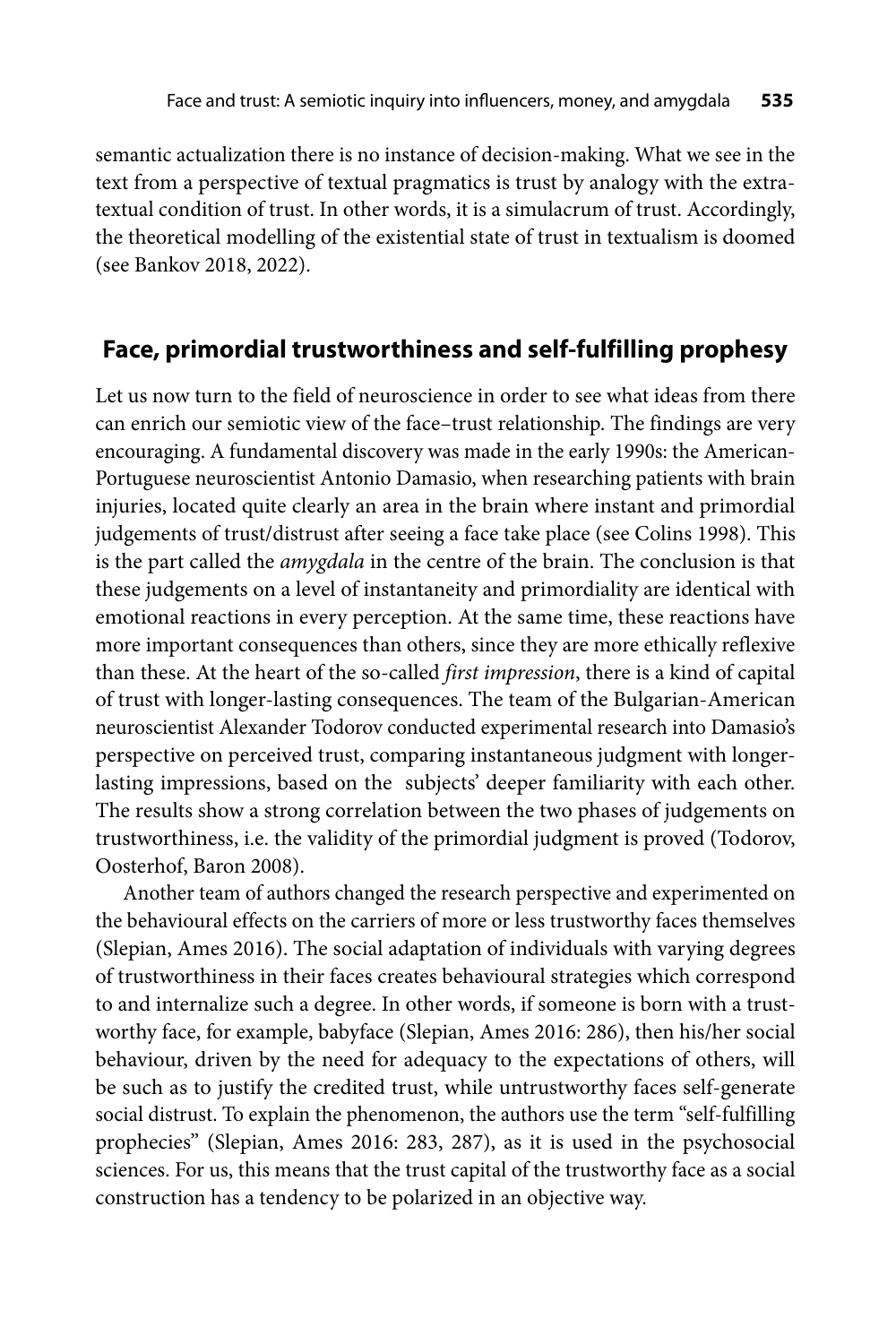semantic actualization there is no instance of decision-making. What we see in the text from a perspective of textual pragmatics is trust by analogy with the extra-textual condition of trust. In other words, it is a simulacrum of trust. Accordingly, the theoretical modelling of the existential state of trust in textualism is doomed (see Bankov 2018, 2022).

## Face, primordial trustworthiness and self-fulfilling prophesy

Let us now turn to the field of neuroscience in order to see what ideas from there can enrich our semiotic view of the face–trust relationship. The findings are very encouraging. A fundamental discovery was made in the early 1990s: the American-Portuguese neuroscientist Antonio Damasio, when researching patients with brain injuries, located quite clearly an area in the brain where instant and primordial judgements of trust/distrust after seeing a face take place (see Colins 1998). This is the part called the *amygdala* in the centre of the brain. The conclusion is that these judgements on a level of instantaneity and primordiality are identical with emotional reactions in every perception. At the same time, these reactions have more important consequences than others, since they are more ethically reflexive than these. At the heart of the so-called *first impression*, there is a kind of capital of trust with longer-lasting consequences. The team of the Bulgarian-American neuroscientist Alexander Todorov conducted experimental research into Damasio's perspective on perceived trust, comparing instantaneous judgment with longer-lasting impressions, based on the subjects' deeper familiarity with each other. The results show a strong correlation between the two phases of judgements on trustworthiness, i.e. the validity of the primordial judgment is proved (Todorov, Oosterhof, Baron 2008).

Another team of authors changed the research perspective and experimented on the behavioural effects on the carriers of more or less trustworthy faces themselves (Slepian, Ames 2016). The social adaptation of individuals with varying degrees of trustworthiness in their faces creates behavioural strategies which correspond to and internalize such a degree. In other words, if someone is born with a trustworthy face, for example, babyface (Slepian, Ames 2016: 286), then his/her social behaviour, driven by the need for adequacy to the expectations of others, will be such as to justify the credited trust, while untrustworthy faces self-generate social distrust. To explain the phenomenon, the authors use the term "self-fulfilling prophecies" (Slepian, Ames 2016: 283, 287), as it is used in the psychosocial sciences. For us, this means that the trust capital of the trustworthy face as a social construction has a tendency to be polarized in an objective way.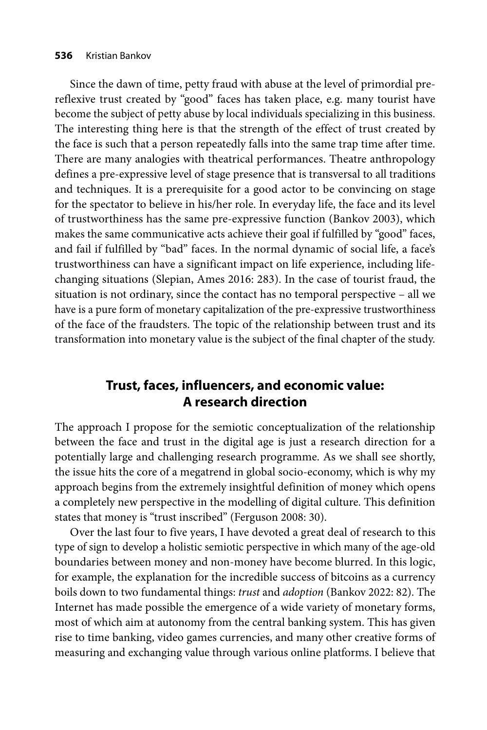Since the dawn of time, petty fraud with abuse at the level of primordial pre-reflexive trust created by "good" faces has taken place, e.g. many tourist have become the subject of petty abuse by local individuals specializing in this business. The interesting thing here is that the strength of the effect of trust created by the face is such that a person repeatedly falls into the same trap time after time. There are many analogies with theatrical performances. Theatre anthropology defines a pre-expressive level of stage presence that is transversal to all traditions and techniques. It is a prerequisite for a good actor to be convincing on stage for the spectator to believe in his/her role. In everyday life, the face and its level of trustworthiness has the same pre-expressive function (Bankov 2003), which makes the same communicative acts achieve their goal if fulfilled by "good" faces, and fail if fulfilled by "bad" faces. In the normal dynamic of social life, a face's trustworthiness can have a significant impact on life experience, including life-changing situations (Slepian, Ames 2016: 283). In the case of tourist fraud, the situation is not ordinary, since the contact has no temporal perspective – all we have is a pure form of monetary capitalization of the pre-expressive trustworthiness of the face of the fraudsters. The topic of the relationship between trust and its transformation into monetary value is the subject of the final chapter of the study.

## Trust, faces, influencers, and economic value: A research direction

The approach I propose for the semiotic conceptualization of the relationship between the face and trust in the digital age is just a research direction for a potentially large and challenging research programme. As we shall see shortly, the issue hits the core of a megatrend in global socio-economy, which is why my approach begins from the extremely insightful definition of money which opens a completely new perspective in the modelling of digital culture. This definition states that money is "trust inscribed" (Ferguson 2008: 30).

Over the last four to five years, I have devoted a great deal of research to this type of sign to develop a holistic semiotic perspective in which many of the age-old boundaries between money and non-money have become blurred. In this logic, for example, the explanation for the incredible success of bitcoins as a currency boils down to two fundamental things: *trust* and *adoption* (Bankov 2022: 82). The Internet has made possible the emergence of a wide variety of monetary forms, most of which aim at autonomy from the central banking system. This has given rise to time banking, video games currencies, and many other creative forms of measuring and exchanging value through various online platforms. I believe that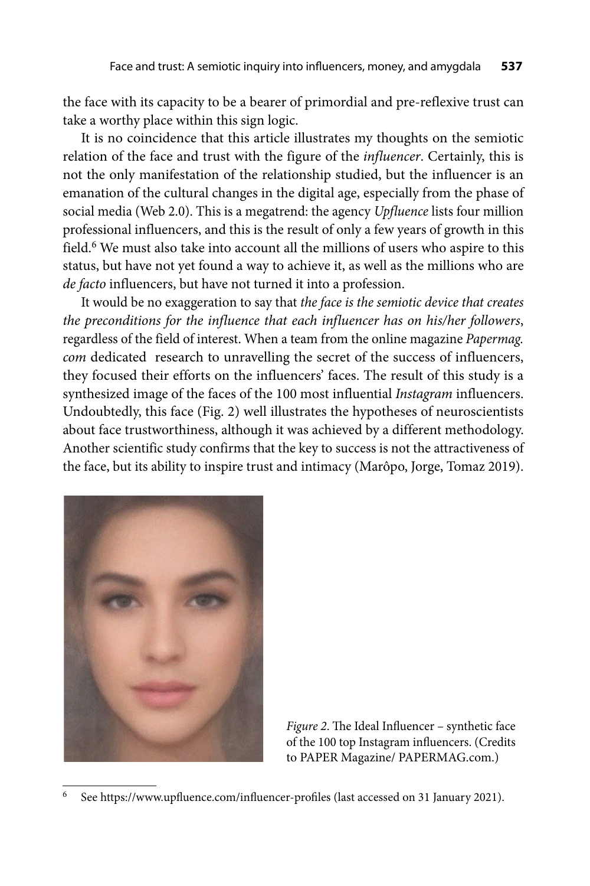the face with its capacity to be a bearer of primordial and pre-reflexive trust can take a worthy place within this sign logic.

It is no coincidence that this article illustrates my thoughts on the semiotic relation of the face and trust with the figure of the *influencer*. Certainly, this is not the only manifestation of the relationship studied, but the influencer is an emanation of the cultural changes in the digital age, especially from the phase of social media (Web 2.0). This is a megatrend: the agency *Upfluence* lists four million professional influencers, and this is the result of only a few years of growth in this field.[6] We must also take into account all the millions of users who aspire to this status, but have not yet found a way to achieve it, as well as the millions who are *de facto* influencers, but have not turned it into a profession.

It would be no exaggeration to say that *the face is the semiotic device that creates the preconditions for the influence that each influencer has on his/her followers*, regardless of the field of interest. When a team from the online magazine *Papermag.com* dedicated research to unravelling the secret of the success of influencers, they focused their efforts on the influencers' faces. The result of this study is a synthesized image of the faces of the 100 most influential *Instagram* influencers. Undoubtedly, this face (Fig. 2) well illustrates the hypotheses of neuroscientists about face trustworthiness, although it was achieved by a different methodology. Another scientific study confirms that the key to success is not the attractiveness of the face, but its ability to inspire trust and intimacy (Marôpo, Jorge, Tomaz 2019).

*Figure 2*. The Ideal Influencer – synthetic face of the 100 top Instagram influencers. (Credits to PAPER Magazine/ PAPERMAG.com.)

[6] See https://www.upfluence.com/influencer-profiles (last accessed on 31 January 2021).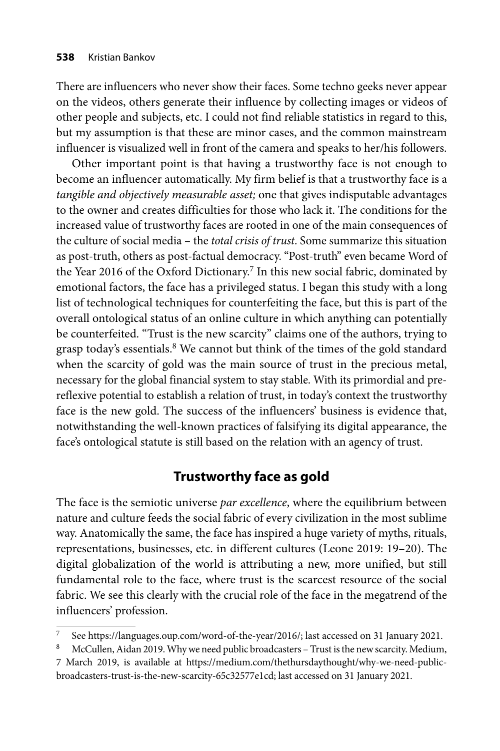There are influencers who never show their faces. Some techno geeks never appear on the videos, others generate their influence by collecting images or videos of other people and subjects, etc. I could not find reliable statistics in regard to this, but my assumption is that these are minor cases, and the common mainstream influencer is visualized well in front of the camera and speaks to her/his followers.

Other important point is that having a trustworthy face is not enough to become an influencer automatically. My firm belief is that a trustworthy face is a *tangible and objectively measurable asset;* one that gives indisputable advantages to the owner and creates difficulties for those who lack it. The conditions for the increased value of trustworthy faces are rooted in one of the main consequences of the culture of social media – the *total crisis of trust*. Some summarize this situation as post-truth, others as post-factual democracy. "Post-truth" even became Word of the Year 2016 of the Oxford Dictionary.[7] In this new social fabric, dominated by emotional factors, the face has a privileged status. I began this study with a long list of technological techniques for counterfeiting the face, but this is part of the overall ontological status of an online culture in which anything can potentially be counterfeited. "Trust is the new scarcity" claims one of the authors, trying to grasp today's essentials.[8] We cannot but think of the times of the gold standard when the scarcity of gold was the main source of trust in the precious metal, necessary for the global financial system to stay stable. With its primordial and pre-reflexive potential to establish a relation of trust, in today's context the trustworthy face is the new gold. The success of the influencers' business is evidence that, notwithstanding the well-known practices of falsifying its digital appearance, the face's ontological statute is still based on the relation with an agency of trust.

## Trustworthy face as gold

The face is the semiotic universe *par excellence*, where the equilibrium between nature and culture feeds the social fabric of every civilization in the most sublime way. Anatomically the same, the face has inspired a huge variety of myths, rituals, representations, businesses, etc. in different cultures (Leone 2019: 19–20). The digital globalization of the world is attributing a new, more unified, but still fundamental role to the face, where trust is the scarcest resource of the social fabric. We see this clearly with the crucial role of the face in the megatrend of the influencers' profession.

---

[7] See https://languages.oup.com/word-of-the-year/2016/; last accessed on 31 January 2021.

[8] McCullen, Aidan 2019. Why we need public broadcasters – Trust is the new scarcity. Medium, 7 March 2019, is available at https://medium.com/thethursdaythought/why-we-need-public-broadcasters-trust-is-the-new-scarcity-65c32577e1cd; last accessed on 31 January 2021.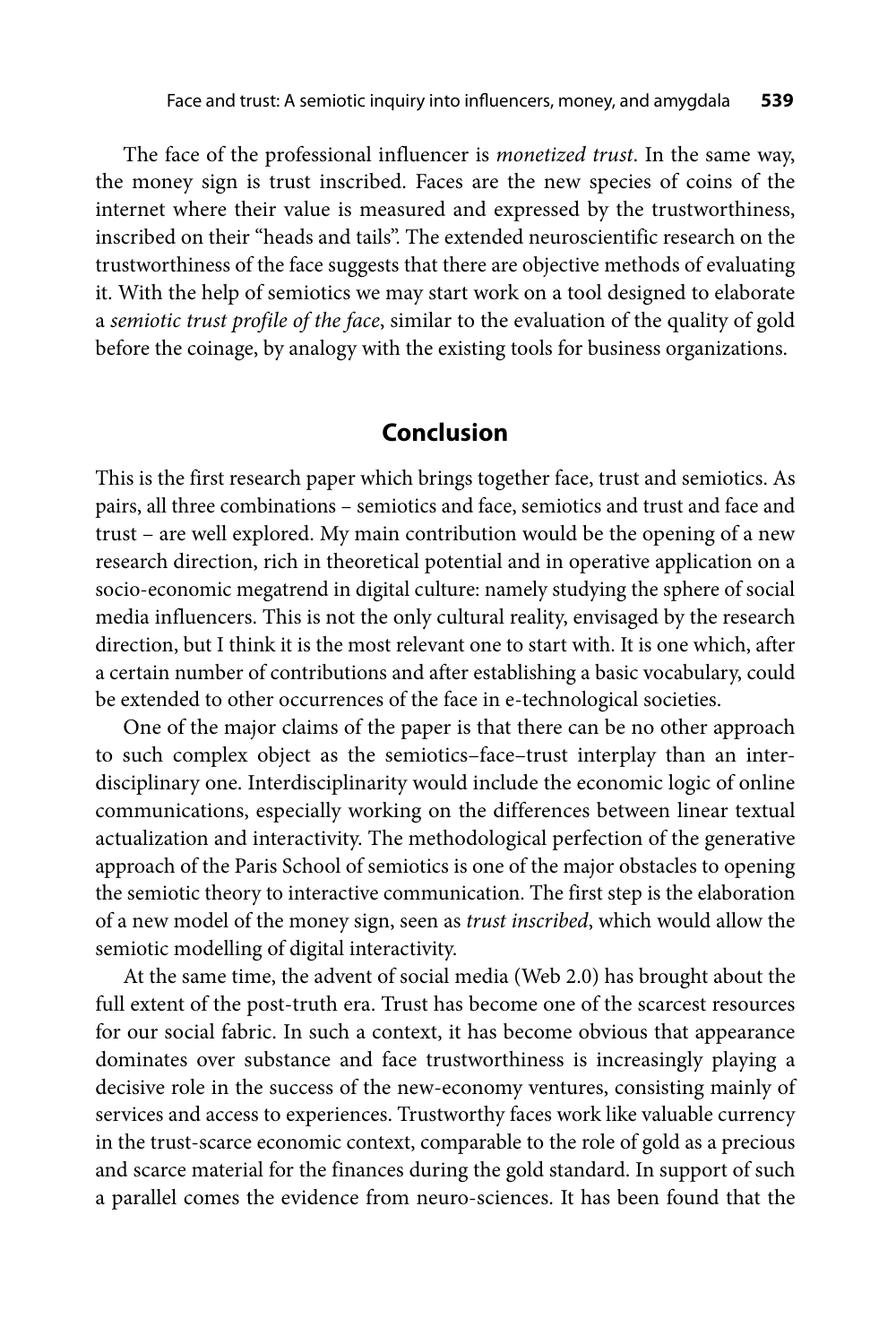The face of the professional influencer is *monetized trust*. In the same way, the money sign is trust inscribed. Faces are the new species of coins of the internet where their value is measured and expressed by the trustworthiness, inscribed on their "heads and tails". The extended neuroscientific research on the trustworthiness of the face suggests that there are objective methods of evaluating it. With the help of semiotics we may start work on a tool designed to elaborate a *semiotic trust profile of the face*, similar to the evaluation of the quality of gold before the coinage, by analogy with the existing tools for business organizations.

## Conclusion

This is the first research paper which brings together face, trust and semiotics. As pairs, all three combinations – semiotics and face, semiotics and trust and face and trust – are well explored. My main contribution would be the opening of a new research direction, rich in theoretical potential and in operative application on a socio-economic megatrend in digital culture: namely studying the sphere of social media influencers. This is not the only cultural reality, envisaged by the research direction, but I think it is the most relevant one to start with. It is one which, after a certain number of contributions and after establishing a basic vocabulary, could be extended to other occurrences of the face in e-technological societies.

One of the major claims of the paper is that there can be no other approach to such complex object as the semiotics–face–trust interplay than an interdisciplinary one. Interdisciplinarity would include the economic logic of online communications, especially working on the differences between linear textual actualization and interactivity. The methodological perfection of the generative approach of the Paris School of semiotics is one of the major obstacles to opening the semiotic theory to interactive communication. The first step is the elaboration of a new model of the money sign, seen as *trust inscribed*, which would allow the semiotic modelling of digital interactivity.

At the same time, the advent of social media (Web 2.0) has brought about the full extent of the post-truth era. Trust has become one of the scarcest resources for our social fabric. In such a context, it has become obvious that appearance dominates over substance and face trustworthiness is increasingly playing a decisive role in the success of the new-economy ventures, consisting mainly of services and access to experiences. Trustworthy faces work like valuable currency in the trust-scarce economic context, comparable to the role of gold as a precious and scarce material for the finances during the gold standard. In support of such a parallel comes the evidence from neuro-sciences. It has been found that the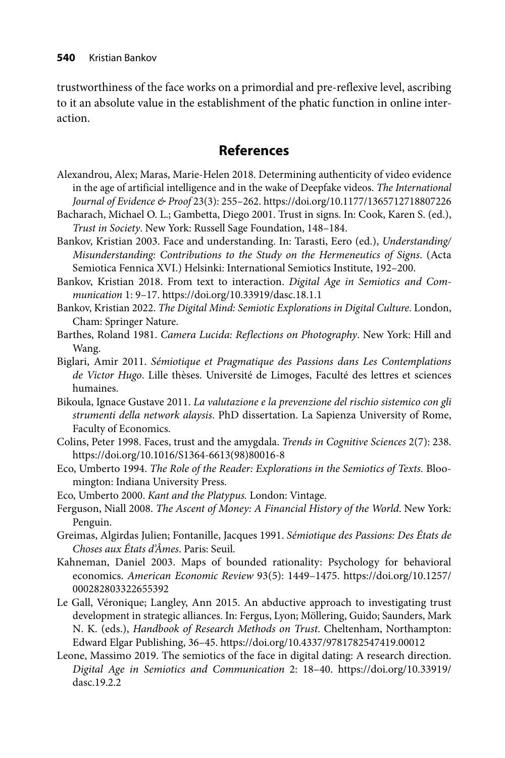trustworthiness of the face works on a primordial and pre-reflexive level, ascribing to it an absolute value in the establishment of the phatic function in online interaction.

## References

Alexandrou, Alex; Maras, Marie-Helen 2018. Determining authenticity of video evidence in the age of artificial intelligence and in the wake of Deepfake videos. *The International Journal of Evidence & Proof* 23(3): 255–262. https://doi.org/10.1177/1365712718807226

Bacharach, Michael O. L.; Gambetta, Diego 2001. Trust in signs. In: Cook, Karen S. (ed.), *Trust in Society*. New York: Russell Sage Foundation, 148–184.

Bankov, Kristian 2003. Face and understanding. In: Tarasti, Eero (ed.), *Understanding/Misunderstanding: Contributions to the Study on the Hermeneutics of Signs*. (Acta Semiotica Fennica XVI.) Helsinki: International Semiotics Institute, 192–200.

Bankov, Kristian 2018. From text to interaction. *Digital Age in Semiotics and Communication* 1: 9–17. https://doi.org/10.33919/dasc.18.1.1

Bankov, Kristian 2022. *The Digital Mind: Semiotic Explorations in Digital Culture*. London, Cham: Springer Nature.

Barthes, Roland 1981. *Camera Lucida: Reflections on Photography*. New York: Hill and Wang.

Biglari, Amir 2011. *Sémiotique et Pragmatique des Passions dans Les Contemplations de Victor Hugo*. Lille thèses. Université de Limoges, Faculté des lettres et sciences humaines.

Bikoula, Ignace Gustave 2011. *La valutazione e la prevenzione del rischio sistemico con gli strumenti della network alaysis*. PhD dissertation. La Sapienza University of Rome, Faculty of Economics.

Colins, Peter 1998. Faces, trust and the amygdala. *Trends in Cognitive Sciences* 2(7): 238. https://doi.org/10.1016/S1364-6613(98)80016-8

Eco, Umberto 1994. *The Role of the Reader: Explorations in the Semiotics of Texts.* Bloomington: Indiana University Press.

Eco, Umberto 2000. *Kant and the Platypus.* London: Vintage.

Ferguson, Niall 2008. *The Ascent of Money: A Financial History of the World*. New York: Penguin.

Greimas, Algirdas Julien; Fontanille, Jacques 1991. *Sémiotique des Passions: Des États de Choses aux États d'Âmes*. Paris: Seuil.

Kahneman, Daniel 2003. Maps of bounded rationality: Psychology for behavioral economics. *American Economic Review* 93(5): 1449–1475. https://doi.org/10.1257/000282803322655392

Le Gall, Véronique; Langley, Ann 2015. An abductive approach to investigating trust development in strategic alliances. In: Fergus, Lyon; Möllering, Guido; Saunders, Mark N. K. (eds.), *Handbook of Research Methods on Trust*. Cheltenham, Northampton: Edward Elgar Publishing, 36–45. https://doi.org/10.4337/9781782547419.00012

Leone, Massimo 2019. The semiotics of the face in digital dating: A research direction. *Digital Age in Semiotics and Communication* 2: 18–40. https://doi.org/10.33919/dasc.19.2.2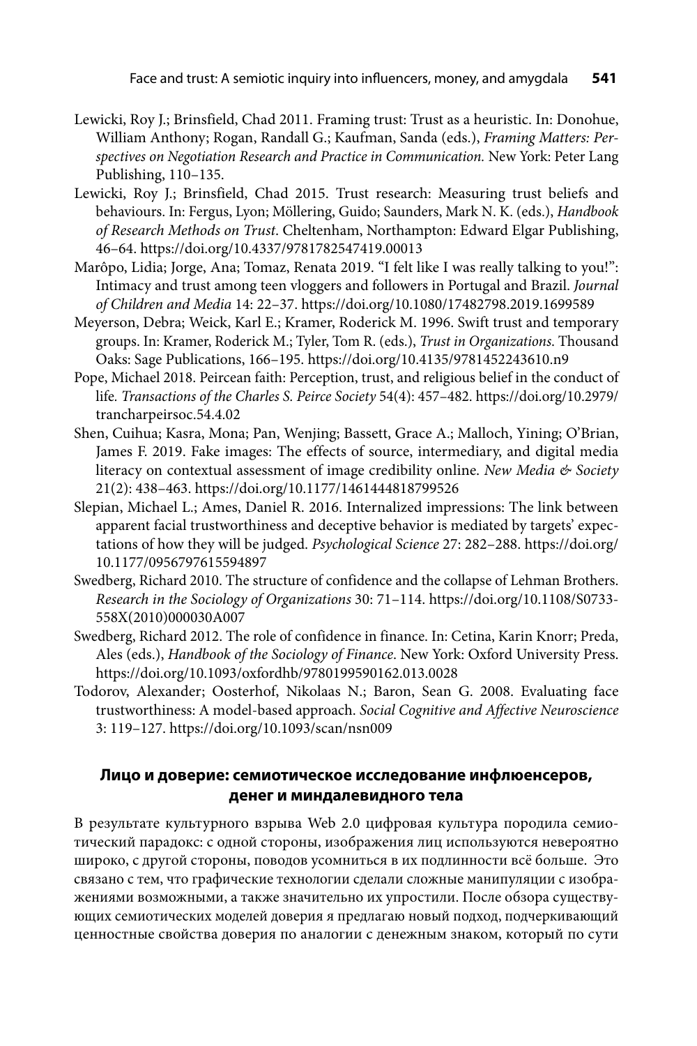Lewicki, Roy J.; Brinsfield, Chad 2011. Framing trust: Trust as a heuristic. In: Donohue, William Anthony; Rogan, Randall G.; Kaufman, Sanda (eds.), *Framing Matters: Perspectives on Negotiation Research and Practice in Communication.* New York: Peter Lang Publishing, 110–135.

Lewicki, Roy J.; Brinsfield, Chad 2015. Trust research: Measuring trust beliefs and behaviours. In: Fergus, Lyon; Möllering, Guido; Saunders, Mark N. K. (eds.), *Handbook of Research Methods on Trust*. Cheltenham, Northampton: Edward Elgar Publishing, 46–64. https://doi.org/10.4337/9781782547419.00013

Marôpo, Lidia; Jorge, Ana; Tomaz, Renata 2019. "I felt like I was really talking to you!": Intimacy and trust among teen vloggers and followers in Portugal and Brazil. *Journal of Children and Media* 14: 22–37. https://doi.org/10.1080/17482798.2019.1699589

Meyerson, Debra; Weick, Karl E.; Kramer, Roderick M. 1996. Swift trust and temporary groups. In: Kramer, Roderick M.; Tyler, Tom R. (eds.), *Trust in Organizations*. Thousand Oaks: Sage Publications, 166–195. https://doi.org/10.4135/9781452243610.n9

Pope, Michael 2018. Peircean faith: Perception, trust, and religious belief in the conduct of life. *Transactions of the Charles S. Peirce Society* 54(4): 457–482. https://doi.org/10.2979/trancharpeirsoc.54.4.02

Shen, Cuihua; Kasra, Mona; Pan, Wenjing; Bassett, Grace A.; Malloch, Yining; O'Brian, James F. 2019. Fake images: The effects of source, intermediary, and digital media literacy on contextual assessment of image credibility online. *New Media & Society* 21(2): 438–463. https://doi.org/10.1177/1461444818799526

Slepian, Michael L.; Ames, Daniel R. 2016. Internalized impressions: The link between apparent facial trustworthiness and deceptive behavior is mediated by targets' expectations of how they will be judged. *Psychological Science* 27: 282–288. https://doi.org/10.1177/0956797615594897

Swedberg, Richard 2010. The structure of confidence and the collapse of Lehman Brothers. *Research in the Sociology of Organizations* 30: 71–114. https://doi.org/10.1108/S0733-558X(2010)000030A007

Swedberg, Richard 2012. The role of confidence in finance. In: Cetina, Karin Knorr; Preda, Ales (eds.), *Handbook of the Sociology of Finance*. New York: Oxford University Press. https://doi.org/10.1093/oxfordhb/9780199590162.013.0028

Todorov, Alexander; Oosterhof, Nikolaas N.; Baron, Sean G. 2008. Evaluating face trustworthiness: A model-based approach. *Social Cognitive and Affective Neuroscience* 3: 119–127. https://doi.org/10.1093/scan/nsn009

## Лицо и доверие: семиотическое исследование инфлюенсеров, денег и миндалевидного тела

В результате культурного взрыва Web 2.0 цифровая культура породила семиотический парадокс: с одной стороны, изображения лиц используются невероятно широко, с другой стороны, поводов усомниться в их подлинности всё больше. Это связано с тем, что графические технологии сделали сложные манипуляции с изображениями возможными, а также значительно их упростили. После обзора существующих семиотических моделей доверия я предлагаю новый подход, подчеркивающий ценностные свойства доверия по аналогии с денежным знаком, который по сути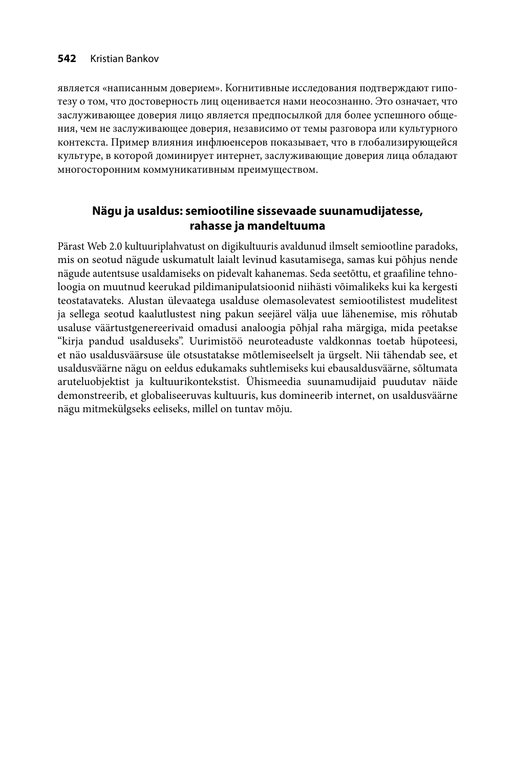является «написанным доверием». Когнитивные исследования подтверждают гипотезу о том, что достоверность лиц оценивается нами неосознанно. Это означает, что заслуживающее доверия лицо является предпосылкой для более успешного общения, чем не заслуживающее доверия, независимо от темы разговора или культурного контекста. Пример влияния инфлюенсеров показывает, что в глобализирующейся культуре, в которой доминирует интернет, заслуживающие доверия лица обладают многосторонним коммуникативным преимуществом.

## Nägu ja usaldus: semiootiline sissevaade suunamudijatesse, rahasse ja mandeltuuma

Pärast Web 2.0 kultuuriplahvatust on digikultuuris avaldunud ilmselt semiootiline paradoks, mis on seotud nägude uskumatult laialt levinud kasutamisega, samas kui põhjus nende nägude autentsuse usaldamiseks on pidevalt kahanemas. Seda seetõttu, et graafiline tehnoloogia on muutnud keerukad pildimanipulatsioonid niihästi võimalikeks kui ka kergesti teostatavateks. Alustan ülevaatega usalduse olemasolevatest semiootilistest mudelitest ja sellega seotud kaalutlustest ning pakun seejärel välja uue lähenemise, mis rõhutab usaluse väärtustgenereerivaid omadusi analoogia põhjal raha märgiga, mida peetakse "kirja pandud usalduseks". Uurimistöö neuroteaduste valdkonnas toetab hüpoteesi, et näo usaldusväärsuse üle otsustatakse mõtlemiseelselt ja ürgselt. Nii tähendab see, et usaldusväärne nägu on eeldus edukamaks suhtlemiseks kui ebausaldusväärne, sõltumata aruteluobjektist ja kultuurikontekstist. Ühismeedia suunamudijaid puudutav näide demonstreerib, et globaliseeruvas kultuuris, kus domineerib internet, on usaldusväärne nägu mitmekülgseks eeliseks, millel on tuntav mõju.